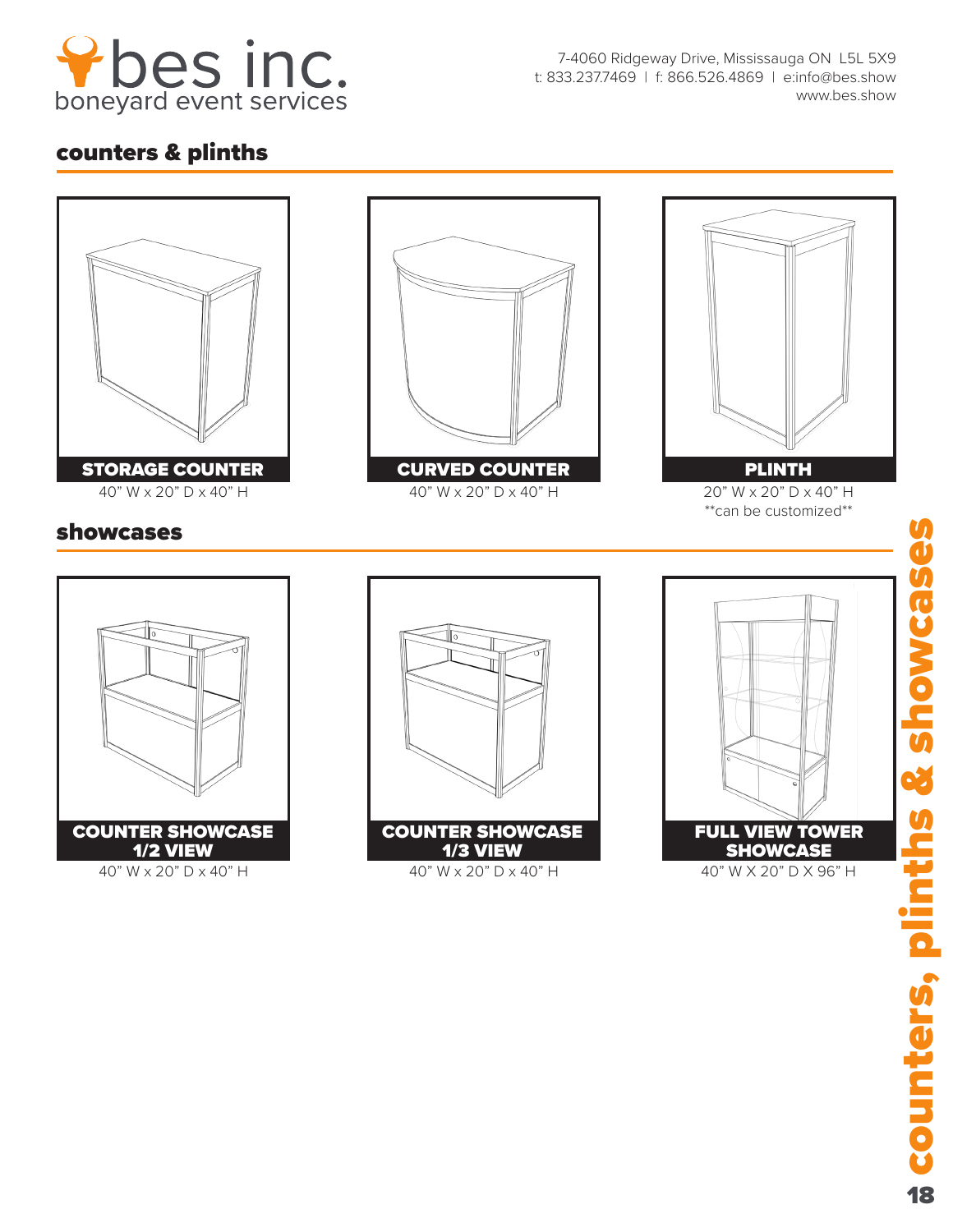bes inc.
boneyard event services

7-4060 Ridgeway Drive, Mississauga ON L5L 5X9
t: 833.237.7469 | f: 866.526.4869 | e:info@bes.show
www.bes.show

## counters & plinths

**STORAGE COUNTER**
40" W x 20" D x 40" H

**CURVED COUNTER**
40" W x 20" D x 40" H

**PLINTH**
20" W x 20" D x 40" H
**can be customized**

## showcases

**COUNTER SHOWCASE 1/2 VIEW**
40" W x 20" D x 40" H

**COUNTER SHOWCASE 1/3 VIEW**
40" W x 20" D x 40" H

**FULL VIEW TOWER SHOWCASE**
40" W X 20" D X 96" H

counters, plinths & showcases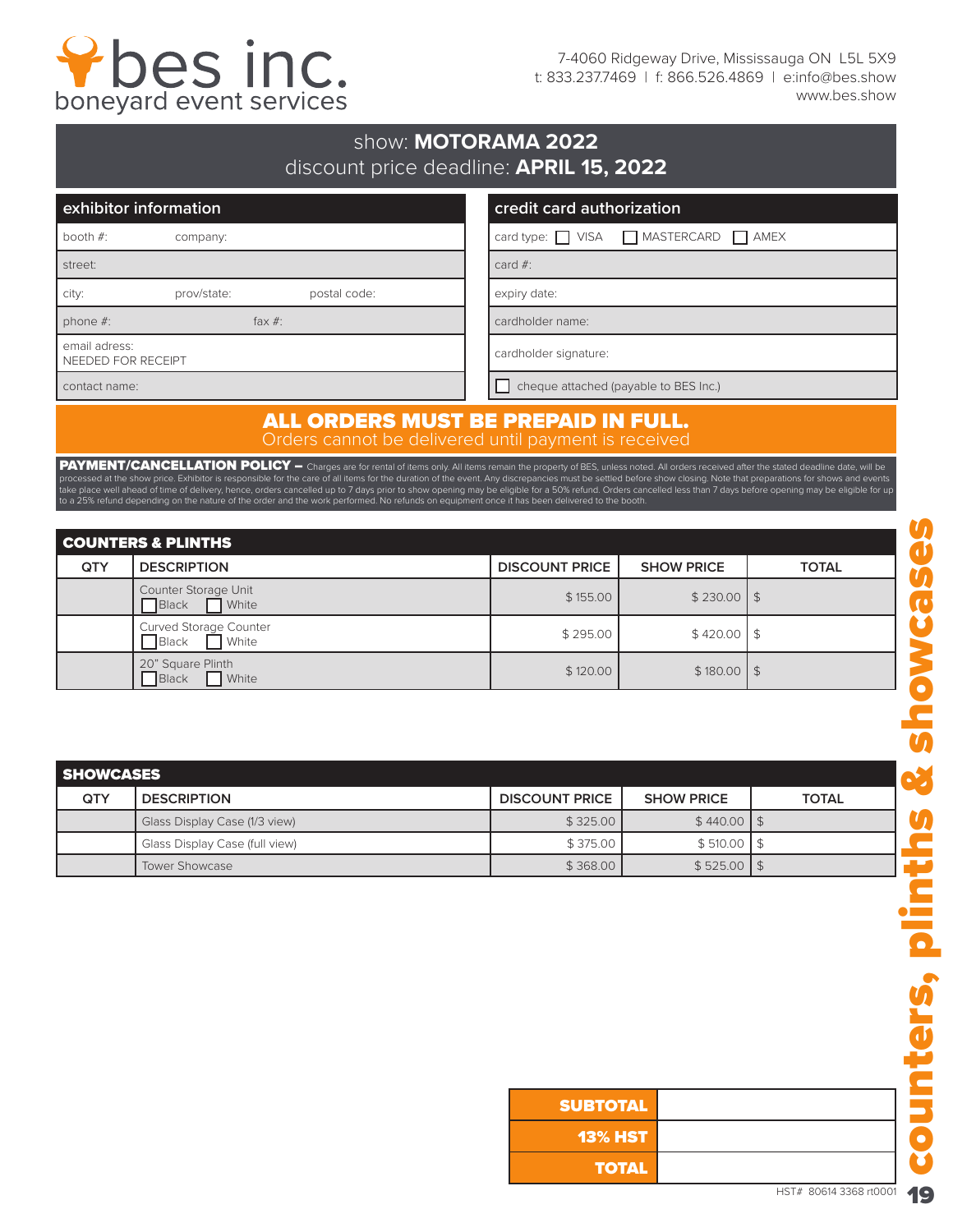# bes inc.
boneyard event services

7-4060 Ridgeway Drive, Mississauga ON L5L 5X9
t: 833.237.7469 | f: 866.526.4869 | e:info@bes.show
www.bes.show

## show: **MOTORAMA 2022**
## discount price deadline: **APRIL 15, 2022**

### exhibitor information

booth #: company:

street:

city: prov/state: postal code:

phone #: fax #:

email adress:
NEEDED FOR RECEIPT

contact name:

### credit card authorization

card type: ☐ VISA ☐ MASTERCARD ☐ AMEX

card #:

expiry date:

cardholder name:

cardholder signature:

☐ cheque attached (payable to BES Inc.)

## ALL ORDERS MUST BE PREPAID IN FULL.
Orders cannot be delivered until payment is received

**PAYMENT/CANCELLATION POLICY –** Charges are for rental of items only. All items remain the property of BES, unless noted. All orders received after the stated deadline date, will be processed at the show price. Exhibitor is responsible for the care of all items for the duration of the event. Any discrepancies must be settled before show closing. Note that preparations for shows and events take place well ahead of time of delivery, hence, orders cancelled up to 7 days prior to show opening may be eligible for a 50% refund. Orders cancelled less than 7 days before opening may be eligible for up to a 25% refund depending on the nature of the order and the work performed. No refunds on equipment once it has been delivered to the booth.

### COUNTERS & PLINTHS

| QTY | DESCRIPTION | DISCOUNT PRICE | SHOW PRICE | TOTAL |
|---|---|---|---|---|
| | Counter Storage Unit ☐ Black ☐ White | $ 155.00 | $ 230.00 | $ |
| | Curved Storage Counter ☐ Black ☐ White | $ 295.00 | $ 420.00 | $ |
| | 20" Square Plinth ☐ Black ☐ White | $ 120.00 | $ 180.00 | $ |

### SHOWCASES

| QTY | DESCRIPTION | DISCOUNT PRICE | SHOW PRICE | TOTAL |
|---|---|---|---|---|
| | Glass Display Case (1/3 view) | $ 325.00 | $ 440.00 | $ |
| | Glass Display Case (full view) | $ 375.00 | $ 510.00 | $ |
| | Tower Showcase | $ 368.00 | $ 525.00 | $ |

| | |
|---|---|
| **SUBTOTAL** | |
| **13% HST** | |
| **TOTAL** | |

HST# 80614 3368 rt0001

counters, plinths & showcases